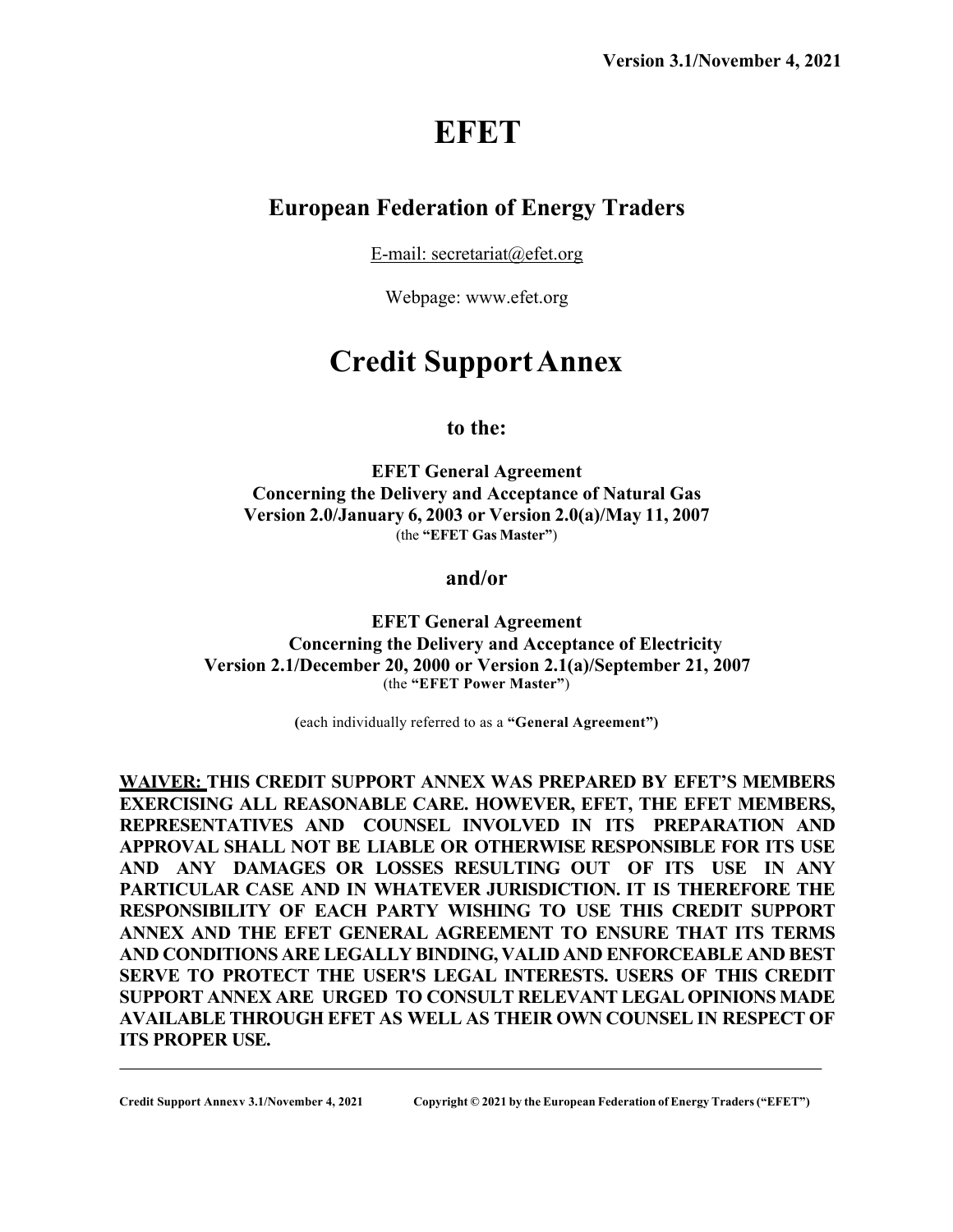**Version 3.1/November 4, 2021**

# EFET

## European Federation of Energy Traders

E-mail: secretariat@efet.org

Webpage: www.efet.org

# Credit Support Annex

### to the:

**EFET General Agreement**
**Concerning the Delivery and Acceptance of Natural Gas**
**Version 2.0/January 6, 2003 or Version 2.0(a)/May 11, 2007**
(the **"EFET Gas Master"**)

### and/or

**EFET General Agreement**
**Concerning the Delivery and Acceptance of Electricity**
**Version 2.1/December 20, 2000 or Version 2.1(a)/September 21, 2007**
(the **"EFET Power Master"**)

**(**each individually referred to as a **"General Agreement")**

**WAIVER: THIS CREDIT SUPPORT ANNEX WAS PREPARED BY EFET'S MEMBERS EXERCISING ALL REASONABLE CARE. HOWEVER, EFET, THE EFET MEMBERS, REPRESENTATIVES AND COUNSEL INVOLVED IN ITS PREPARATION AND APPROVAL SHALL NOT BE LIABLE OR OTHERWISE RESPONSIBLE FOR ITS USE AND ANY DAMAGES OR LOSSES RESULTING OUT OF ITS USE IN ANY PARTICULAR CASE AND IN WHATEVER JURISDICTION. IT IS THEREFORE THE RESPONSIBILITY OF EACH PARTY WISHING TO USE THIS CREDIT SUPPORT ANNEX AND THE EFET GENERAL AGREEMENT TO ENSURE THAT ITS TERMS AND CONDITIONS ARE LEGALLY BINDING, VALID AND ENFORCEABLE AND BEST SERVE TO PROTECT THE USER'S LEGAL INTERESTS. USERS OF THIS CREDIT SUPPORT ANNEX ARE URGED TO CONSULT RELEVANT LEGAL OPINIONS MADE AVAILABLE THROUGH EFET AS WELL AS THEIR OWN COUNSEL IN RESPECT OF ITS PROPER USE.**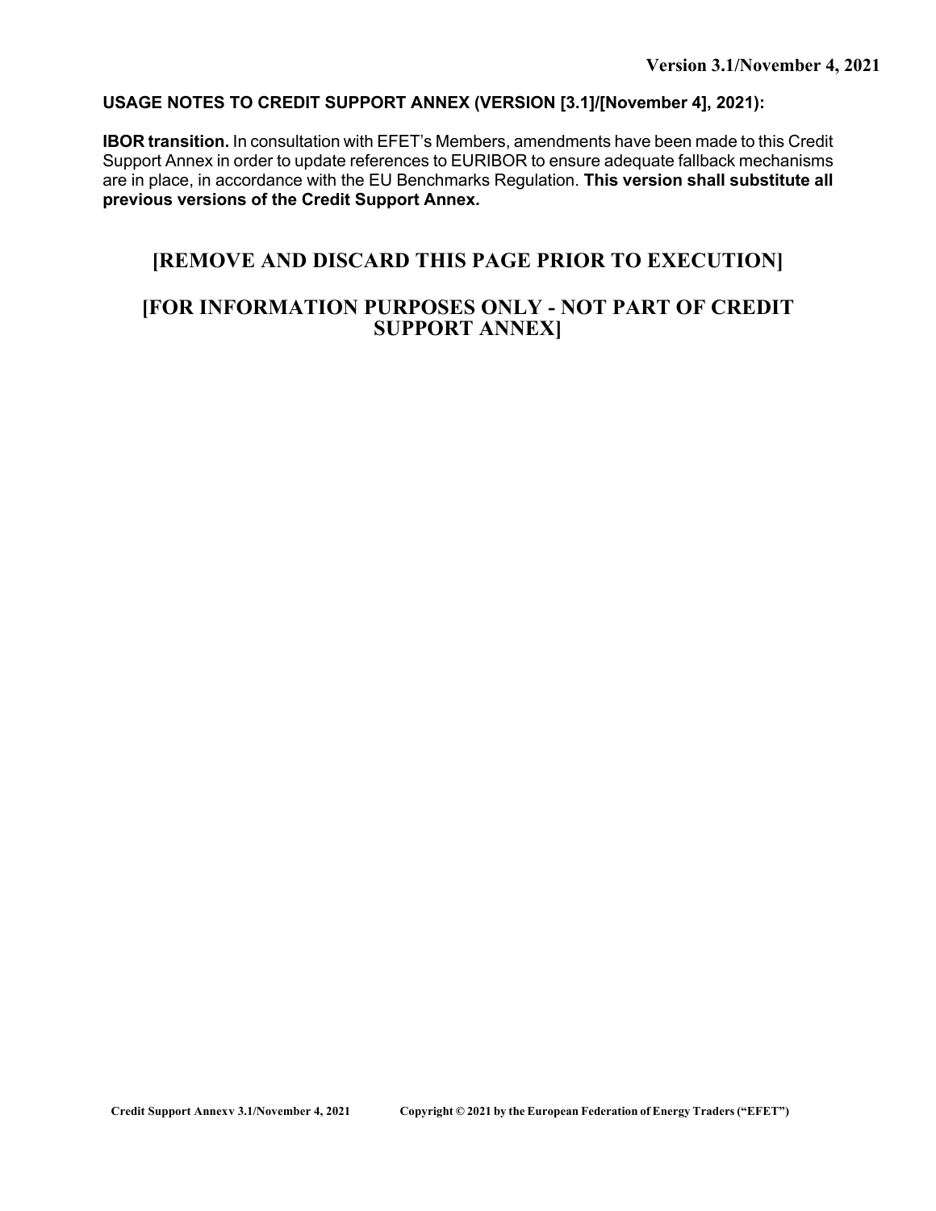**USAGE NOTES TO CREDIT SUPPORT ANNEX (VERSION [3.1]/[November 4], 2021):**

**IBOR transition.** In consultation with EFET's Members, amendments have been made to this Credit Support Annex in order to update references to EURIBOR to ensure adequate fallback mechanisms are in place, in accordance with the EU Benchmarks Regulation. **This version shall substitute all previous versions of the Credit Support Annex.**

## [REMOVE AND DISCARD THIS PAGE PRIOR TO EXECUTION]

## [FOR INFORMATION PURPOSES ONLY - NOT PART OF CREDIT SUPPORT ANNEX]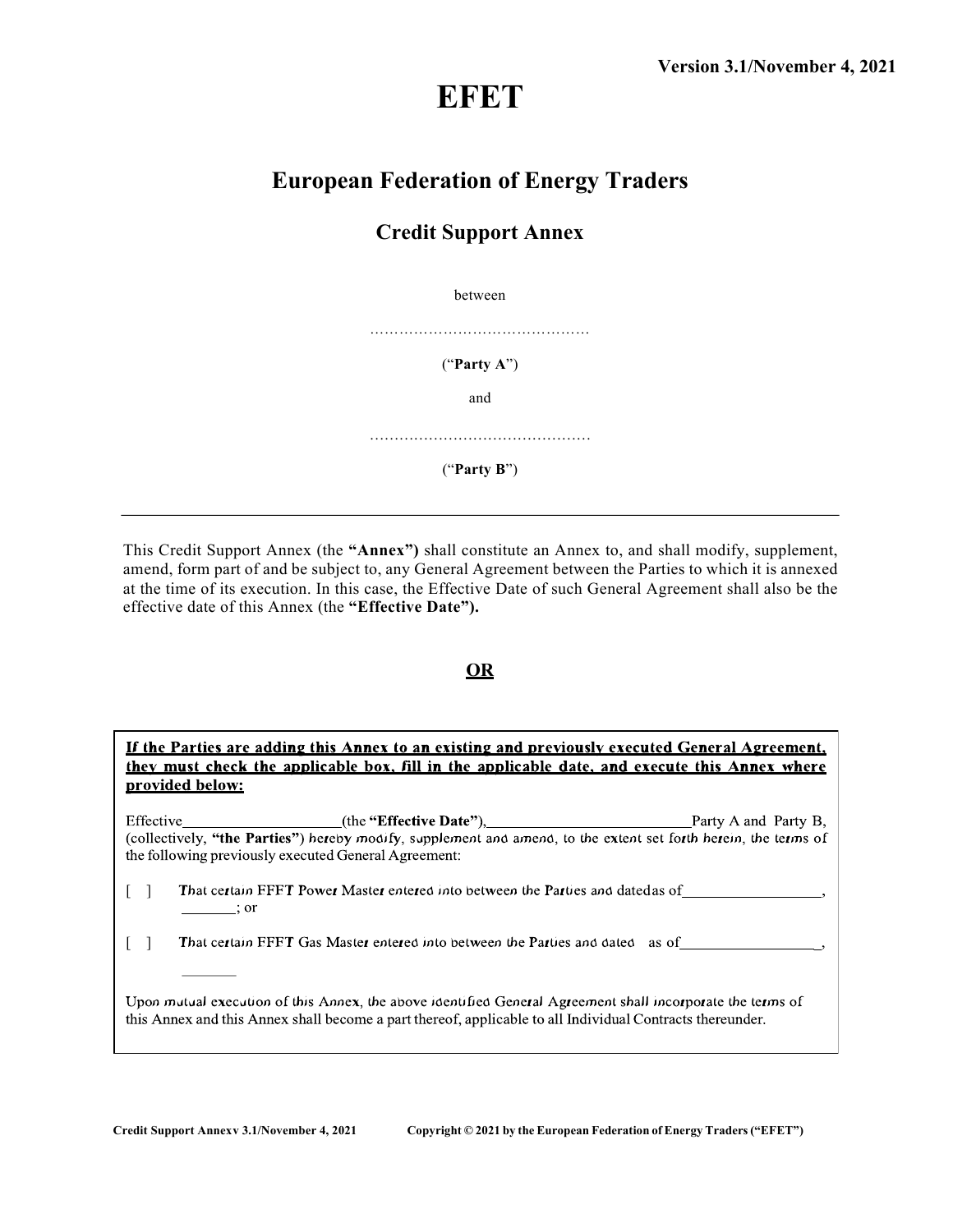**Version 3.1/November 4, 2021**

# EFET

## European Federation of Energy Traders

## Credit Support Annex

between

……………………………………..

("**Party A**")

and

……………………………………..

("**Party B**")

---

This Credit Support Annex (the **"Annex")** shall constitute an Annex to, and shall modify, supplement, amend, form part of and be subject to, any General Agreement between the Parties to which it is annexed at the time of its execution. In this case, the Effective Date of such General Agreement shall also be the effective date of this Annex (the **"Effective Date").**

**OR**

**If the Parties are adding this Annex to an existing and previously executed General Agreement, they must check the applicable box, fill in the applicable date, and execute this Annex where provided below:**

Effective____________________(the **"Effective Date"**),_________________________Party A and Party B, (collectively, **"the Parties"**) hereby modify, supplement and amend, to the extent set forth herein, the terms of the following previously executed General Agreement:

[ ] That certain EFET Power Master entered into between the Parties and dated as of_________________, _______; or

[ ] That certain EFET Gas Master entered into between the Parties and dated as of_________________, _______

Upon mutual execution of this Annex, the above identified General Agreement shall incorporate the terms of this Annex and this Annex shall become a part thereof, applicable to all Individual Contracts thereunder.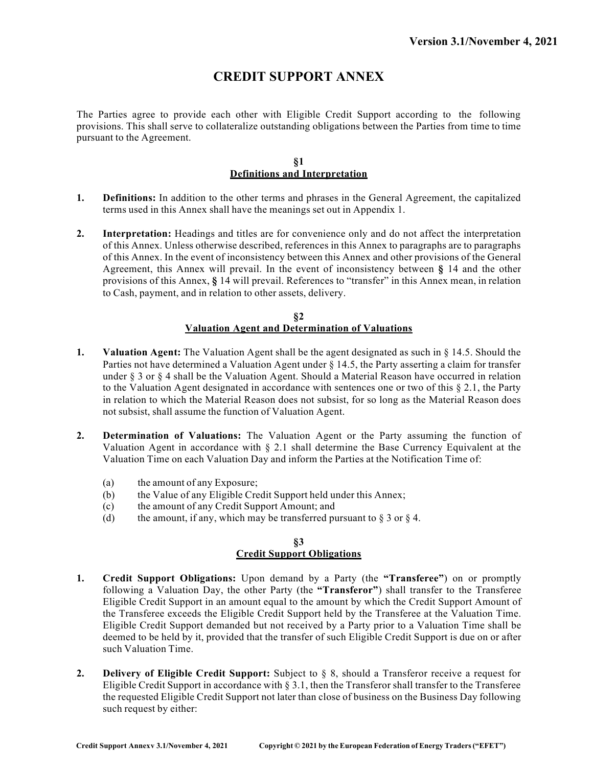# CREDIT SUPPORT ANNEX

The Parties agree to provide each other with Eligible Credit Support according to the following provisions. This shall serve to collateralize outstanding obligations between the Parties from time to time pursuant to the Agreement.

## §1
## Definitions and Interpretation

1. **Definitions:** In addition to the other terms and phrases in the General Agreement, the capitalized terms used in this Annex shall have the meanings set out in Appendix 1.

2. **Interpretation:** Headings and titles are for convenience only and do not affect the interpretation of this Annex. Unless otherwise described, references in this Annex to paragraphs are to paragraphs of this Annex. In the event of inconsistency between this Annex and other provisions of the General Agreement, this Annex will prevail. In the event of inconsistency between **§** 14 and the other provisions of this Annex, **§** 14 will prevail. References to "transfer" in this Annex mean, in relation to Cash, payment, and in relation to other assets, delivery.

## §2
## Valuation Agent and Determination of Valuations

1. **Valuation Agent:** The Valuation Agent shall be the agent designated as such in § 14.5. Should the Parties not have determined a Valuation Agent under § 14.5, the Party asserting a claim for transfer under § 3 or § 4 shall be the Valuation Agent. Should a Material Reason have occurred in relation to the Valuation Agent designated in accordance with sentences one or two of this § 2.1, the Party in relation to which the Material Reason does not subsist, for so long as the Material Reason does not subsist, shall assume the function of Valuation Agent.

2. **Determination of Valuations:** The Valuation Agent or the Party assuming the function of Valuation Agent in accordance with § 2.1 shall determine the Base Currency Equivalent at the Valuation Time on each Valuation Day and inform the Parties at the Notification Time of:

   (a) the amount of any Exposure;
   (b) the Value of any Eligible Credit Support held under this Annex;
   (c) the amount of any Credit Support Amount; and
   (d) the amount, if any, which may be transferred pursuant to § 3 or § 4.

## §3
## Credit Support Obligations

1. **Credit Support Obligations:** Upon demand by a Party (the **"Transferee"**) on or promptly following a Valuation Day, the other Party (the **"Transferor"**) shall transfer to the Transferee Eligible Credit Support in an amount equal to the amount by which the Credit Support Amount of the Transferee exceeds the Eligible Credit Support held by the Transferee at the Valuation Time. Eligible Credit Support demanded but not received by a Party prior to a Valuation Time shall be deemed to be held by it, provided that the transfer of such Eligible Credit Support is due on or after such Valuation Time.

2. **Delivery of Eligible Credit Support:** Subject to § 8, should a Transferor receive a request for Eligible Credit Support in accordance with § 3.1, then the Transferor shall transfer to the Transferee the requested Eligible Credit Support not later than close of business on the Business Day following such request by either: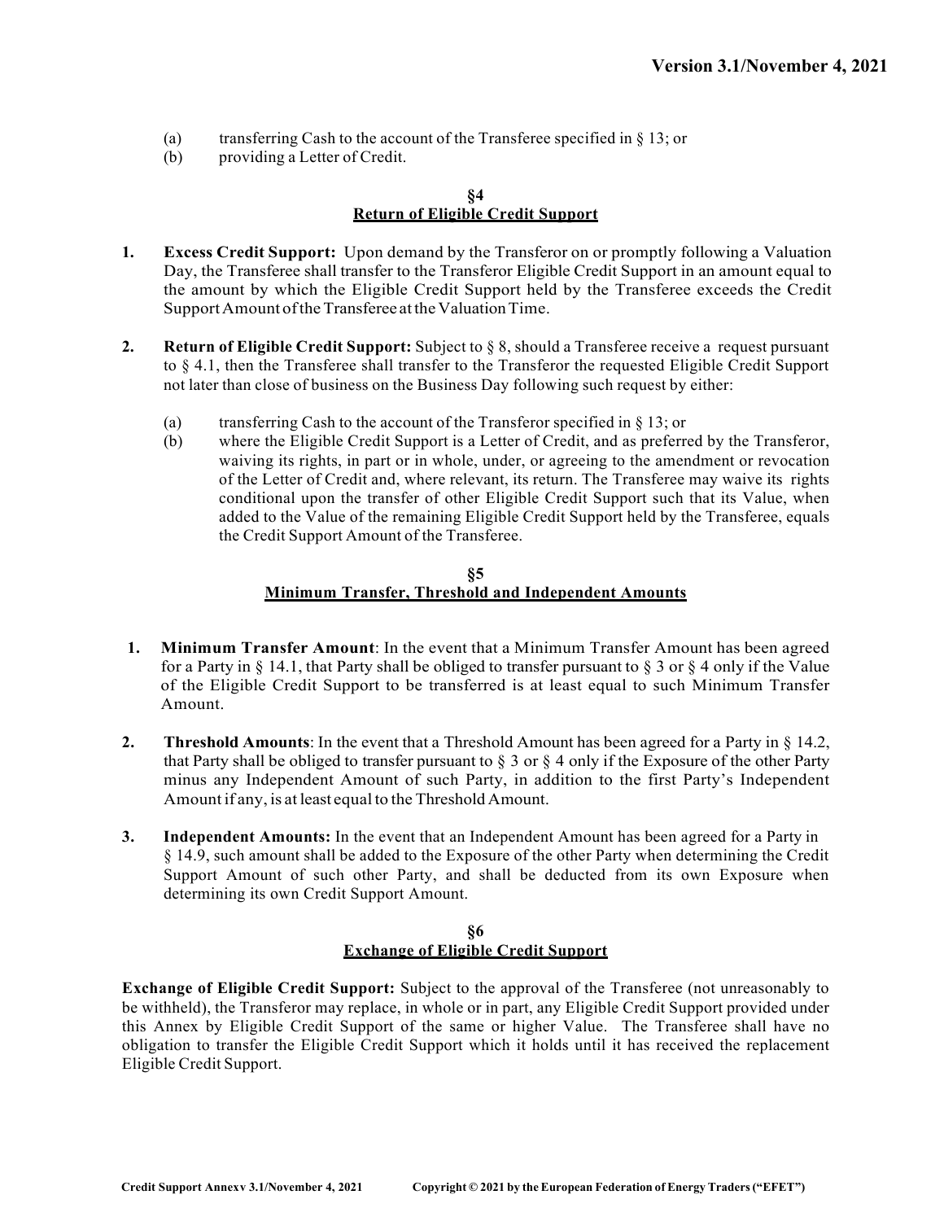(a) transferring Cash to the account of the Transferee specified in § 13; or
(b) providing a Letter of Credit.

## §4
## Return of Eligible Credit Support

**1. Excess Credit Support:** Upon demand by the Transferor on or promptly following a Valuation Day, the Transferee shall transfer to the Transferor Eligible Credit Support in an amount equal to the amount by which the Eligible Credit Support held by the Transferee exceeds the Credit Support Amount of the Transferee at the Valuation Time.

**2. Return of Eligible Credit Support:** Subject to § 8, should a Transferee receive a request pursuant to § 4.1, then the Transferee shall transfer to the Transferor the requested Eligible Credit Support not later than close of business on the Business Day following such request by either:

(a) transferring Cash to the account of the Transferor specified in § 13; or
(b) where the Eligible Credit Support is a Letter of Credit, and as preferred by the Transferor, waiving its rights, in part or in whole, under, or agreeing to the amendment or revocation of the Letter of Credit and, where relevant, its return. The Transferee may waive its rights conditional upon the transfer of other Eligible Credit Support such that its Value, when added to the Value of the remaining Eligible Credit Support held by the Transferee, equals the Credit Support Amount of the Transferee.

## §5
## Minimum Transfer, Threshold and Independent Amounts

**1. Minimum Transfer Amount**: In the event that a Minimum Transfer Amount has been agreed for a Party in § 14.1, that Party shall be obliged to transfer pursuant to § 3 or § 4 only if the Value of the Eligible Credit Support to be transferred is at least equal to such Minimum Transfer Amount.

**2. Threshold Amounts**: In the event that a Threshold Amount has been agreed for a Party in § 14.2, that Party shall be obliged to transfer pursuant to § 3 or § 4 only if the Exposure of the other Party minus any Independent Amount of such Party, in addition to the first Party's Independent Amount if any, is at least equal to the Threshold Amount.

**3. Independent Amounts:** In the event that an Independent Amount has been agreed for a Party in § 14.9, such amount shall be added to the Exposure of the other Party when determining the Credit Support Amount of such other Party, and shall be deducted from its own Exposure when determining its own Credit Support Amount.

## §6
## Exchange of Eligible Credit Support

**Exchange of Eligible Credit Support:** Subject to the approval of the Transferee (not unreasonably to be withheld), the Transferor may replace, in whole or in part, any Eligible Credit Support provided under this Annex by Eligible Credit Support of the same or higher Value. The Transferee shall have no obligation to transfer the Eligible Credit Support which it holds until it has received the replacement Eligible Credit Support.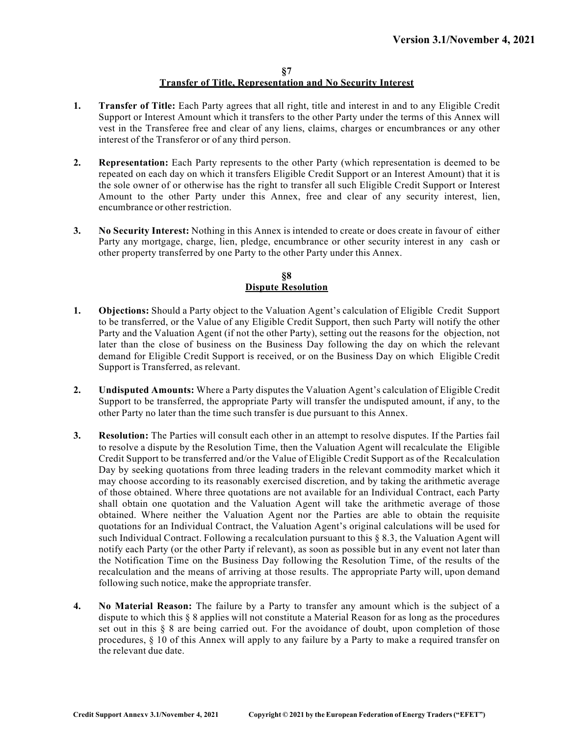## §7
## Transfer of Title, Representation and No Security Interest

1. **Transfer of Title:** Each Party agrees that all right, title and interest in and to any Eligible Credit Support or Interest Amount which it transfers to the other Party under the terms of this Annex will vest in the Transferee free and clear of any liens, claims, charges or encumbrances or any other interest of the Transferor or of any third person.

2. **Representation:** Each Party represents to the other Party (which representation is deemed to be repeated on each day on which it transfers Eligible Credit Support or an Interest Amount) that it is the sole owner of or otherwise has the right to transfer all such Eligible Credit Support or Interest Amount to the other Party under this Annex, free and clear of any security interest, lien, encumbrance or other restriction.

3. **No Security Interest:** Nothing in this Annex is intended to create or does create in favour of either Party any mortgage, charge, lien, pledge, encumbrance or other security interest in any cash or other property transferred by one Party to the other Party under this Annex.

## §8
## Dispute Resolution

1. **Objections:** Should a Party object to the Valuation Agent's calculation of Eligible Credit Support to be transferred, or the Value of any Eligible Credit Support, then such Party will notify the other Party and the Valuation Agent (if not the other Party), setting out the reasons for the objection, not later than the close of business on the Business Day following the day on which the relevant demand for Eligible Credit Support is received, or on the Business Day on which Eligible Credit Support is Transferred, as relevant.

2. **Undisputed Amounts:** Where a Party disputes the Valuation Agent's calculation of Eligible Credit Support to be transferred, the appropriate Party will transfer the undisputed amount, if any, to the other Party no later than the time such transfer is due pursuant to this Annex.

3. **Resolution:** The Parties will consult each other in an attempt to resolve disputes. If the Parties fail to resolve a dispute by the Resolution Time, then the Valuation Agent will recalculate the Eligible Credit Support to be transferred and/or the Value of Eligible Credit Support as of the Recalculation Day by seeking quotations from three leading traders in the relevant commodity market which it may choose according to its reasonably exercised discretion, and by taking the arithmetic average of those obtained. Where three quotations are not available for an Individual Contract, each Party shall obtain one quotation and the Valuation Agent will take the arithmetic average of those obtained. Where neither the Valuation Agent nor the Parties are able to obtain the requisite quotations for an Individual Contract, the Valuation Agent's original calculations will be used for such Individual Contract. Following a recalculation pursuant to this § 8.3, the Valuation Agent will notify each Party (or the other Party if relevant), as soon as possible but in any event not later than the Notification Time on the Business Day following the Resolution Time, of the results of the recalculation and the means of arriving at those results. The appropriate Party will, upon demand following such notice, make the appropriate transfer.

4. **No Material Reason:** The failure by a Party to transfer any amount which is the subject of a dispute to which this § 8 applies will not constitute a Material Reason for as long as the procedures set out in this § 8 are being carried out. For the avoidance of doubt, upon completion of those procedures, § 10 of this Annex will apply to any failure by a Party to make a required transfer on the relevant due date.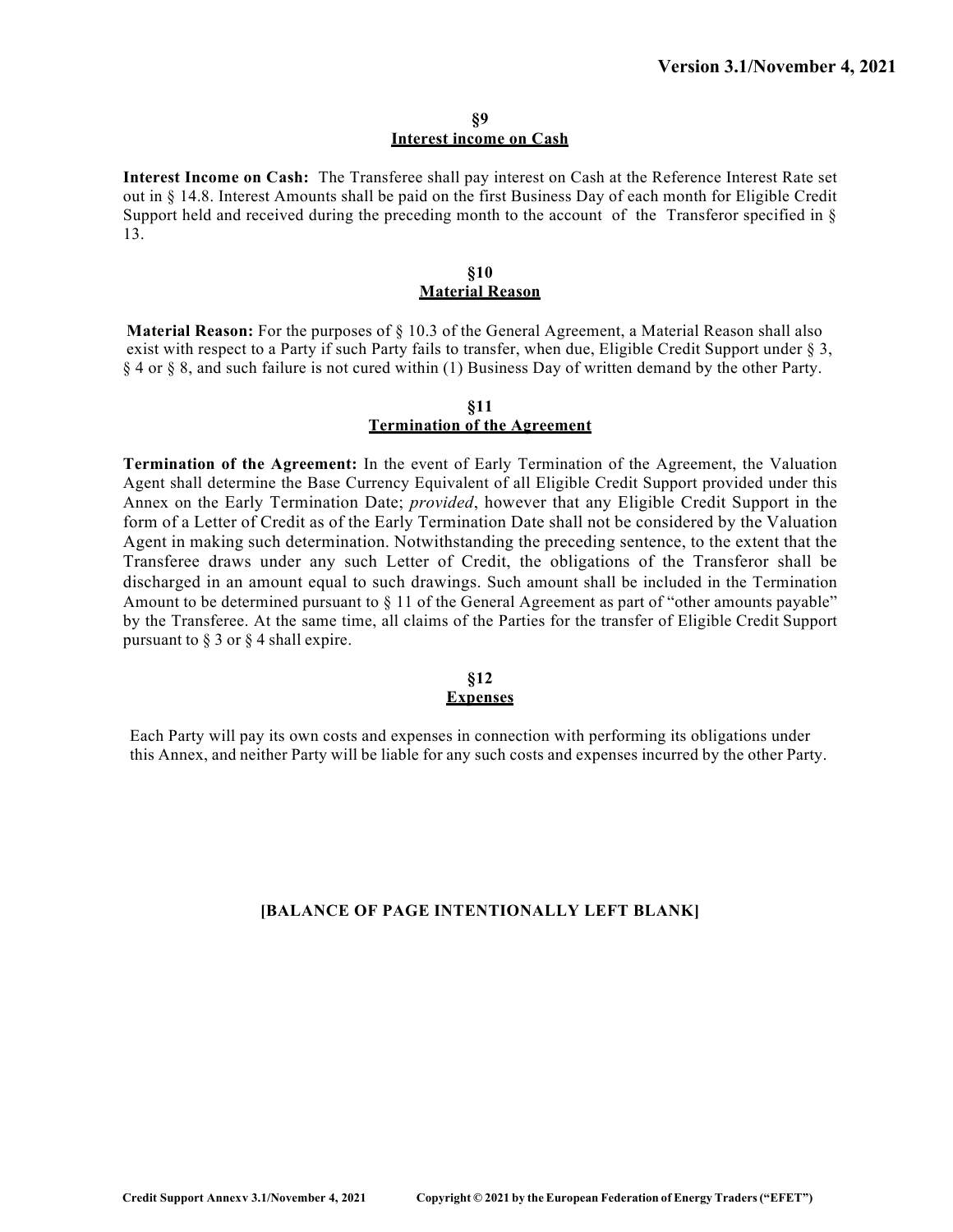## §9
## Interest income on Cash

**Interest Income on Cash:** The Transferee shall pay interest on Cash at the Reference Interest Rate set out in § 14.8. Interest Amounts shall be paid on the first Business Day of each month for Eligible Credit Support held and received during the preceding month to the account of the Transferor specified in § 13.

## §10
## Material Reason

**Material Reason:** For the purposes of § 10.3 of the General Agreement, a Material Reason shall also exist with respect to a Party if such Party fails to transfer, when due, Eligible Credit Support under § 3, § 4 or § 8, and such failure is not cured within (1) Business Day of written demand by the other Party.

## §11
## Termination of the Agreement

**Termination of the Agreement:** In the event of Early Termination of the Agreement, the Valuation Agent shall determine the Base Currency Equivalent of all Eligible Credit Support provided under this Annex on the Early Termination Date; *provided*, however that any Eligible Credit Support in the form of a Letter of Credit as of the Early Termination Date shall not be considered by the Valuation Agent in making such determination. Notwithstanding the preceding sentence, to the extent that the Transferee draws under any such Letter of Credit, the obligations of the Transferor shall be discharged in an amount equal to such drawings. Such amount shall be included in the Termination Amount to be determined pursuant to § 11 of the General Agreement as part of "other amounts payable" by the Transferee. At the same time, all claims of the Parties for the transfer of Eligible Credit Support pursuant to § 3 or § 4 shall expire.

## §12
## Expenses

Each Party will pay its own costs and expenses in connection with performing its obligations under this Annex, and neither Party will be liable for any such costs and expenses incurred by the other Party.

**[BALANCE OF PAGE INTENTIONALLY LEFT BLANK]**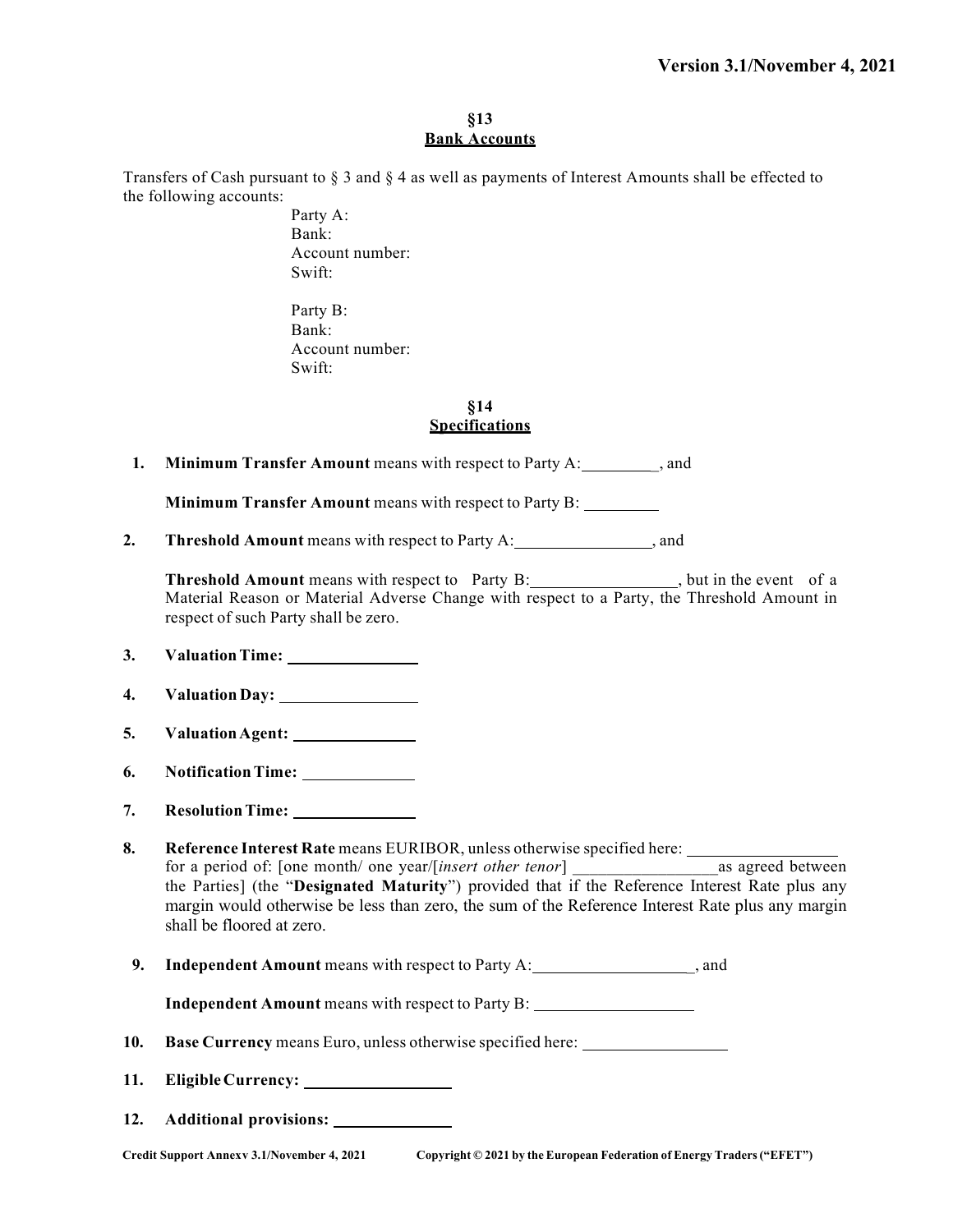## §13
## Bank Accounts

Transfers of Cash pursuant to § 3 and § 4 as well as payments of Interest Amounts shall be effected to the following accounts:

Party A:
Bank:
Account number:
Swift:

Party B:
Bank:
Account number:
Swift:

## §14
## Specifications

1. **Minimum Transfer Amount** means with respect to Party A:_________, and

   **Minimum Transfer Amount** means with respect to Party B: _________

2. **Threshold Amount** means with respect to Party A:________________, and

   **Threshold Amount** means with respect to Party B:_________________, but in the event of a Material Reason or Material Adverse Change with respect to a Party, the Threshold Amount in respect of such Party shall be zero.

3. **Valuation Time:** ________________

4. **Valuation Day:** ________________

5. **Valuation Agent:** _______________

6. **Notification Time:** _____________

7. **Resolution Time:** _______________

8. **Reference Interest Rate** means EURIBOR, unless otherwise specified here: _________________ for a period of: [one month/ one year/[*insert other tenor*] _________________as agreed between the Parties] (the "**Designated Maturity**") provided that if the Reference Interest Rate plus any margin would otherwise be less than zero, the sum of the Reference Interest Rate plus any margin shall be floored at zero.

9. **Independent Amount** means with respect to Party A:__________________, and

   **Independent Amount** means with respect to Party B: __________________

10. **Base Currency** means Euro, unless otherwise specified here: _________________

11. **Eligible Currency:** __________________

12. **Additional provisions:** ______________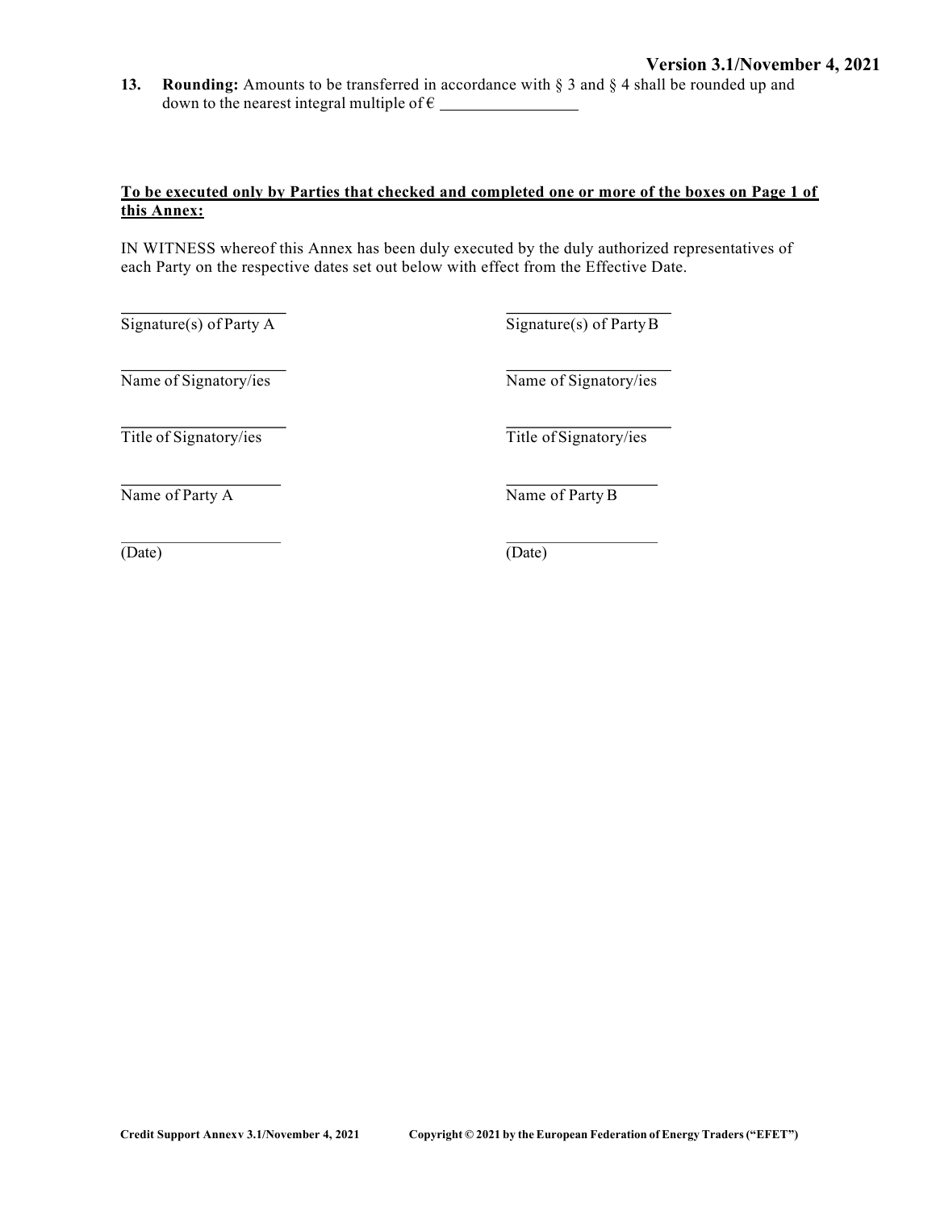**13. Rounding:** Amounts to be transferred in accordance with § 3 and § 4 shall be rounded up and down to the nearest integral multiple of € \_\_\_\_\_\_\_\_\_\_\_\_\_\_\_\_

**<u>To be executed only by Parties that checked and completed one or more of the boxes on Page 1 of this Annex:</u>**

IN WITNESS whereof this Annex has been duly executed by the duly authorized representatives of each Party on the respective dates set out below with effect from the Effective Date.

| | |
|---|---|
| \_\_\_\_\_\_\_\_\_\_\_\_\_\_\_\_\_\_\_\_ | \_\_\_\_\_\_\_\_\_\_\_\_\_\_\_\_\_\_\_\_ |
| Signature(s) of Party A | Signature(s) of Party B |
| \_\_\_\_\_\_\_\_\_\_\_\_\_\_\_\_\_\_\_\_ | \_\_\_\_\_\_\_\_\_\_\_\_\_\_\_\_\_\_\_\_ |
| Name of Signatory/ies | Name of Signatory/ies |
| \_\_\_\_\_\_\_\_\_\_\_\_\_\_\_\_\_\_\_\_ | \_\_\_\_\_\_\_\_\_\_\_\_\_\_\_\_\_\_\_\_ |
| Title of Signatory/ies | Title of Signatory/ies |
| \_\_\_\_\_\_\_\_\_\_\_\_\_\_\_\_\_\_\_\_ | \_\_\_\_\_\_\_\_\_\_\_\_\_\_\_\_\_\_\_\_ |
| Name of Party A | Name of Party B |
| \_\_\_\_\_\_\_\_\_\_\_\_\_\_\_\_\_\_\_\_ | \_\_\_\_\_\_\_\_\_\_\_\_\_\_\_\_\_\_\_\_ |
| (Date) | (Date) |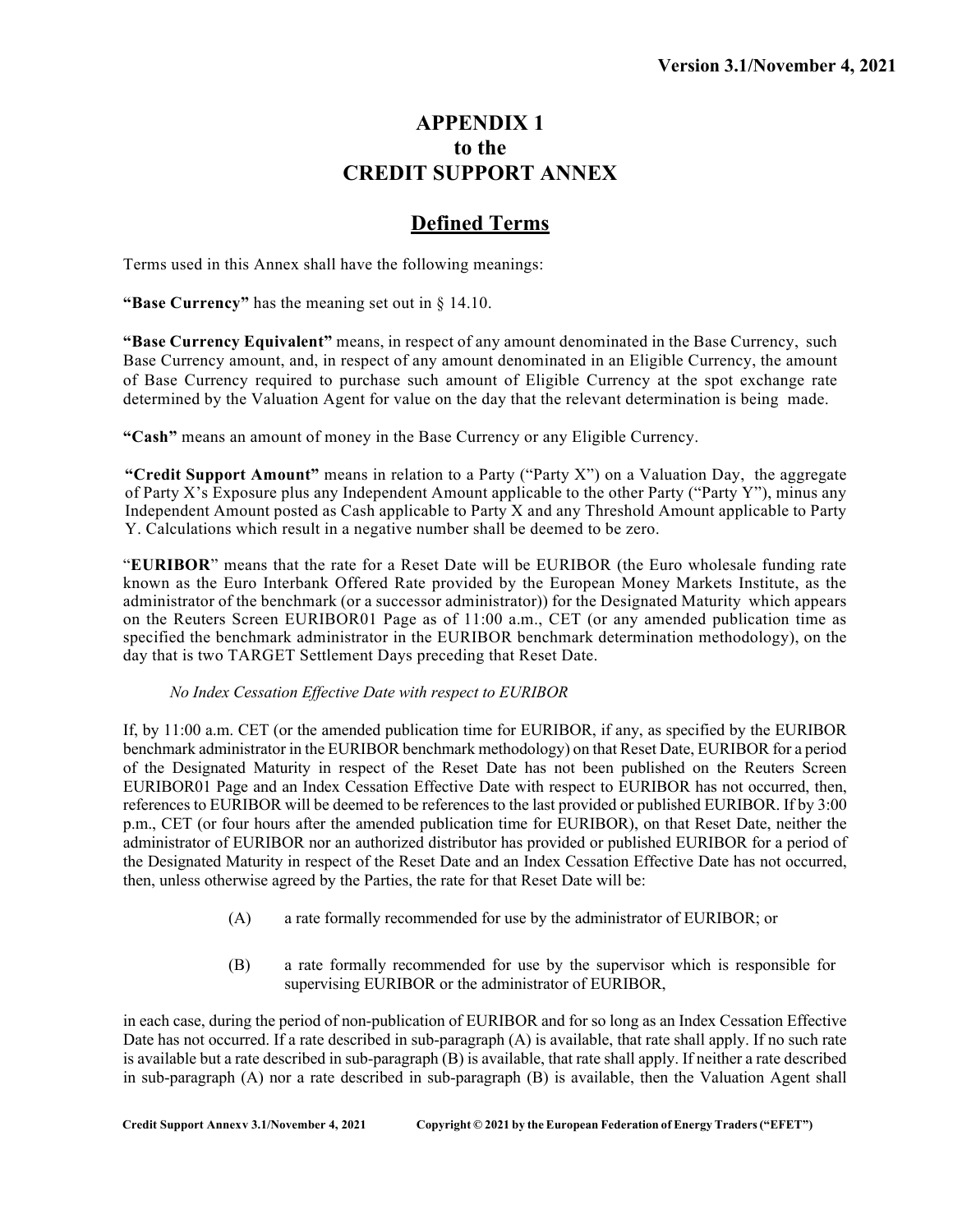# APPENDIX 1
# to the
# CREDIT SUPPORT ANNEX

## Defined Terms

Terms used in this Annex shall have the following meanings:

**"Base Currency"** has the meaning set out in § 14.10.

**"Base Currency Equivalent"** means, in respect of any amount denominated in the Base Currency, such Base Currency amount, and, in respect of any amount denominated in an Eligible Currency, the amount of Base Currency required to purchase such amount of Eligible Currency at the spot exchange rate determined by the Valuation Agent for value on the day that the relevant determination is being made.

**"Cash"** means an amount of money in the Base Currency or any Eligible Currency.

**"Credit Support Amount"** means in relation to a Party ("Party X") on a Valuation Day, the aggregate of Party X's Exposure plus any Independent Amount applicable to the other Party ("Party Y"), minus any Independent Amount posted as Cash applicable to Party X and any Threshold Amount applicable to Party Y. Calculations which result in a negative number shall be deemed to be zero.

"**EURIBOR**" means that the rate for a Reset Date will be EURIBOR (the Euro wholesale funding rate known as the Euro Interbank Offered Rate provided by the European Money Markets Institute, as the administrator of the benchmark (or a successor administrator)) for the Designated Maturity which appears on the Reuters Screen EURIBOR01 Page as of 11:00 a.m., CET (or any amended publication time as specified the benchmark administrator in the EURIBOR benchmark determination methodology), on the day that is two TARGET Settlement Days preceding that Reset Date.

*No Index Cessation Effective Date with respect to EURIBOR*

If, by 11:00 a.m. CET (or the amended publication time for EURIBOR, if any, as specified by the EURIBOR benchmark administrator in the EURIBOR benchmark methodology) on that Reset Date, EURIBOR for a period of the Designated Maturity in respect of the Reset Date has not been published on the Reuters Screen EURIBOR01 Page and an Index Cessation Effective Date with respect to EURIBOR has not occurred, then, references to EURIBOR will be deemed to be references to the last provided or published EURIBOR. If by 3:00 p.m., CET (or four hours after the amended publication time for EURIBOR), on that Reset Date, neither the administrator of EURIBOR nor an authorized distributor has provided or published EURIBOR for a period of the Designated Maturity in respect of the Reset Date and an Index Cessation Effective Date has not occurred, then, unless otherwise agreed by the Parties, the rate for that Reset Date will be:

(A) a rate formally recommended for use by the administrator of EURIBOR; or

(B) a rate formally recommended for use by the supervisor which is responsible for supervising EURIBOR or the administrator of EURIBOR,

in each case, during the period of non-publication of EURIBOR and for so long as an Index Cessation Effective Date has not occurred. If a rate described in sub-paragraph (A) is available, that rate shall apply. If no such rate is available but a rate described in sub-paragraph (B) is available, that rate shall apply. If neither a rate described in sub-paragraph (A) nor a rate described in sub-paragraph (B) is available, then the Valuation Agent shall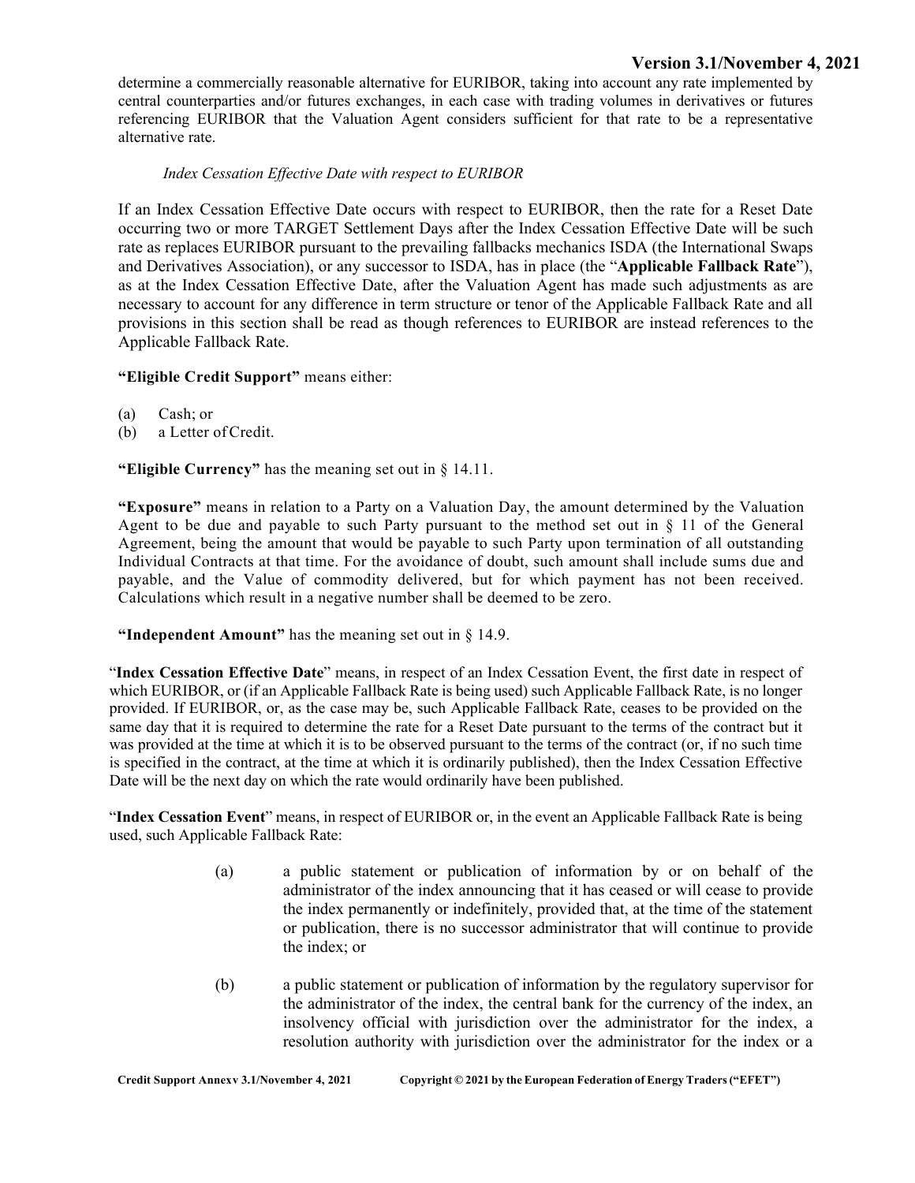determine a commercially reasonable alternative for EURIBOR, taking into account any rate implemented by central counterparties and/or futures exchanges, in each case with trading volumes in derivatives or futures referencing EURIBOR that the Valuation Agent considers sufficient for that rate to be a representative alternative rate.

*Index Cessation Effective Date with respect to EURIBOR*

If an Index Cessation Effective Date occurs with respect to EURIBOR, then the rate for a Reset Date occurring two or more TARGET Settlement Days after the Index Cessation Effective Date will be such rate as replaces EURIBOR pursuant to the prevailing fallbacks mechanics ISDA (the International Swaps and Derivatives Association), or any successor to ISDA, has in place (the "**Applicable Fallback Rate**"), as at the Index Cessation Effective Date, after the Valuation Agent has made such adjustments as are necessary to account for any difference in term structure or tenor of the Applicable Fallback Rate and all provisions in this section shall be read as though references to EURIBOR are instead references to the Applicable Fallback Rate.

**"Eligible Credit Support"** means either:

(a) Cash; or
(b) a Letter of Credit.

**"Eligible Currency"** has the meaning set out in § 14.11.

**"Exposure"** means in relation to a Party on a Valuation Day, the amount determined by the Valuation Agent to be due and payable to such Party pursuant to the method set out in § 11 of the General Agreement, being the amount that would be payable to such Party upon termination of all outstanding Individual Contracts at that time. For the avoidance of doubt, such amount shall include sums due and payable, and the Value of commodity delivered, but for which payment has not been received. Calculations which result in a negative number shall be deemed to be zero.

**"Independent Amount"** has the meaning set out in § 14.9.

"**Index Cessation Effective Date**" means, in respect of an Index Cessation Event, the first date in respect of which EURIBOR, or (if an Applicable Fallback Rate is being used) such Applicable Fallback Rate, is no longer provided. If EURIBOR, or, as the case may be, such Applicable Fallback Rate, ceases to be provided on the same day that it is required to determine the rate for a Reset Date pursuant to the terms of the contract but it was provided at the time at which it is to be observed pursuant to the terms of the contract (or, if no such time is specified in the contract, at the time at which it is ordinarily published), then the Index Cessation Effective Date will be the next day on which the rate would ordinarily have been published.

"**Index Cessation Event**" means, in respect of EURIBOR or, in the event an Applicable Fallback Rate is being used, such Applicable Fallback Rate:

(a) a public statement or publication of information by or on behalf of the administrator of the index announcing that it has ceased or will cease to provide the index permanently or indefinitely, provided that, at the time of the statement or publication, there is no successor administrator that will continue to provide the index; or

(b) a public statement or publication of information by the regulatory supervisor for the administrator of the index, the central bank for the currency of the index, an insolvency official with jurisdiction over the administrator for the index, a resolution authority with jurisdiction over the administrator for the index or a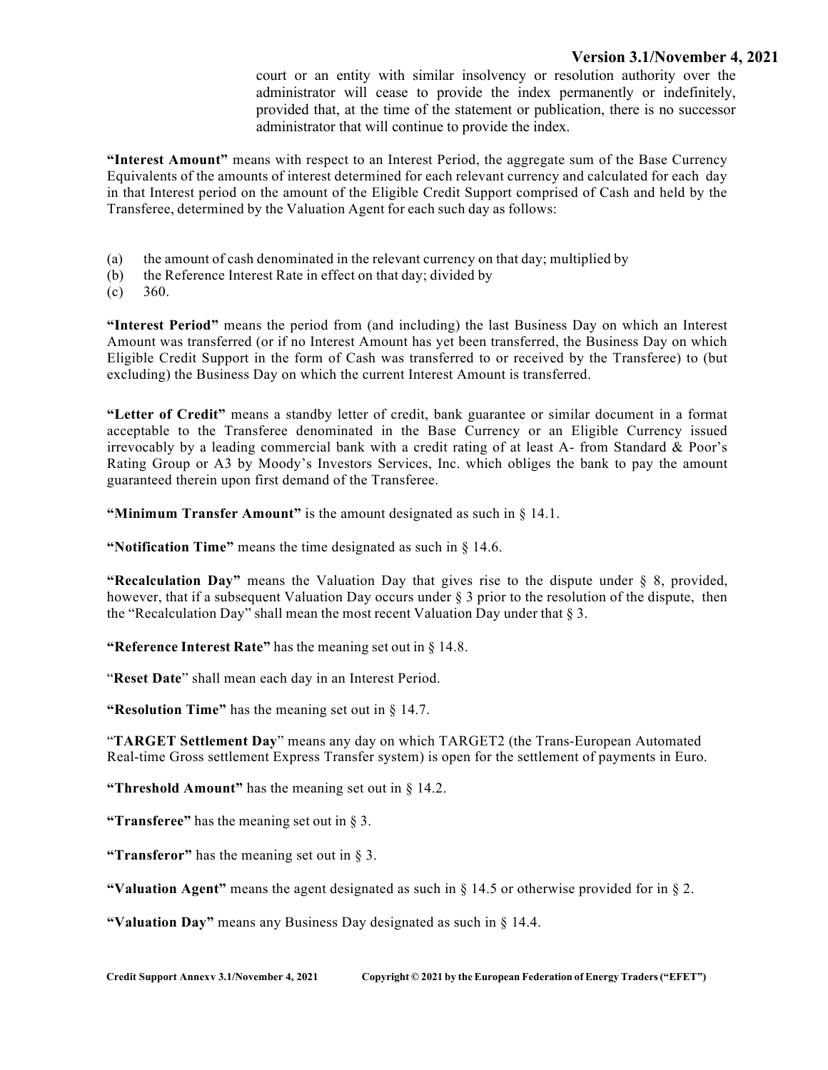court or an entity with similar insolvency or resolution authority over the administrator will cease to provide the index permanently or indefinitely, provided that, at the time of the statement or publication, there is no successor administrator that will continue to provide the index.

**"Interest Amount"** means with respect to an Interest Period, the aggregate sum of the Base Currency Equivalents of the amounts of interest determined for each relevant currency and calculated for each day in that Interest period on the amount of the Eligible Credit Support comprised of Cash and held by the Transferee, determined by the Valuation Agent for each such day as follows:

(a) the amount of cash denominated in the relevant currency on that day; multiplied by
(b) the Reference Interest Rate in effect on that day; divided by
(c) 360.

**"Interest Period"** means the period from (and including) the last Business Day on which an Interest Amount was transferred (or if no Interest Amount has yet been transferred, the Business Day on which Eligible Credit Support in the form of Cash was transferred to or received by the Transferee) to (but excluding) the Business Day on which the current Interest Amount is transferred.

**"Letter of Credit"** means a standby letter of credit, bank guarantee or similar document in a format acceptable to the Transferee denominated in the Base Currency or an Eligible Currency issued irrevocably by a leading commercial bank with a credit rating of at least A- from Standard & Poor's Rating Group or A3 by Moody's Investors Services, Inc. which obliges the bank to pay the amount guaranteed therein upon first demand of the Transferee.

**"Minimum Transfer Amount"** is the amount designated as such in § 14.1.

**"Notification Time"** means the time designated as such in § 14.6.

**"Recalculation Day"** means the Valuation Day that gives rise to the dispute under § 8, provided, however, that if a subsequent Valuation Day occurs under § 3 prior to the resolution of the dispute, then the "Recalculation Day" shall mean the most recent Valuation Day under that § 3.

**"Reference Interest Rate"** has the meaning set out in § 14.8.

"**Reset Date**" shall mean each day in an Interest Period.

**"Resolution Time"** has the meaning set out in § 14.7.

"**TARGET Settlement Day**" means any day on which TARGET2 (the Trans-European Automated Real-time Gross settlement Express Transfer system) is open for the settlement of payments in Euro.

**"Threshold Amount"** has the meaning set out in § 14.2.

**"Transferee"** has the meaning set out in § 3.

**"Transferor"** has the meaning set out in § 3.

**"Valuation Agent"** means the agent designated as such in § 14.5 or otherwise provided for in § 2.

**"Valuation Day"** means any Business Day designated as such in § 14.4.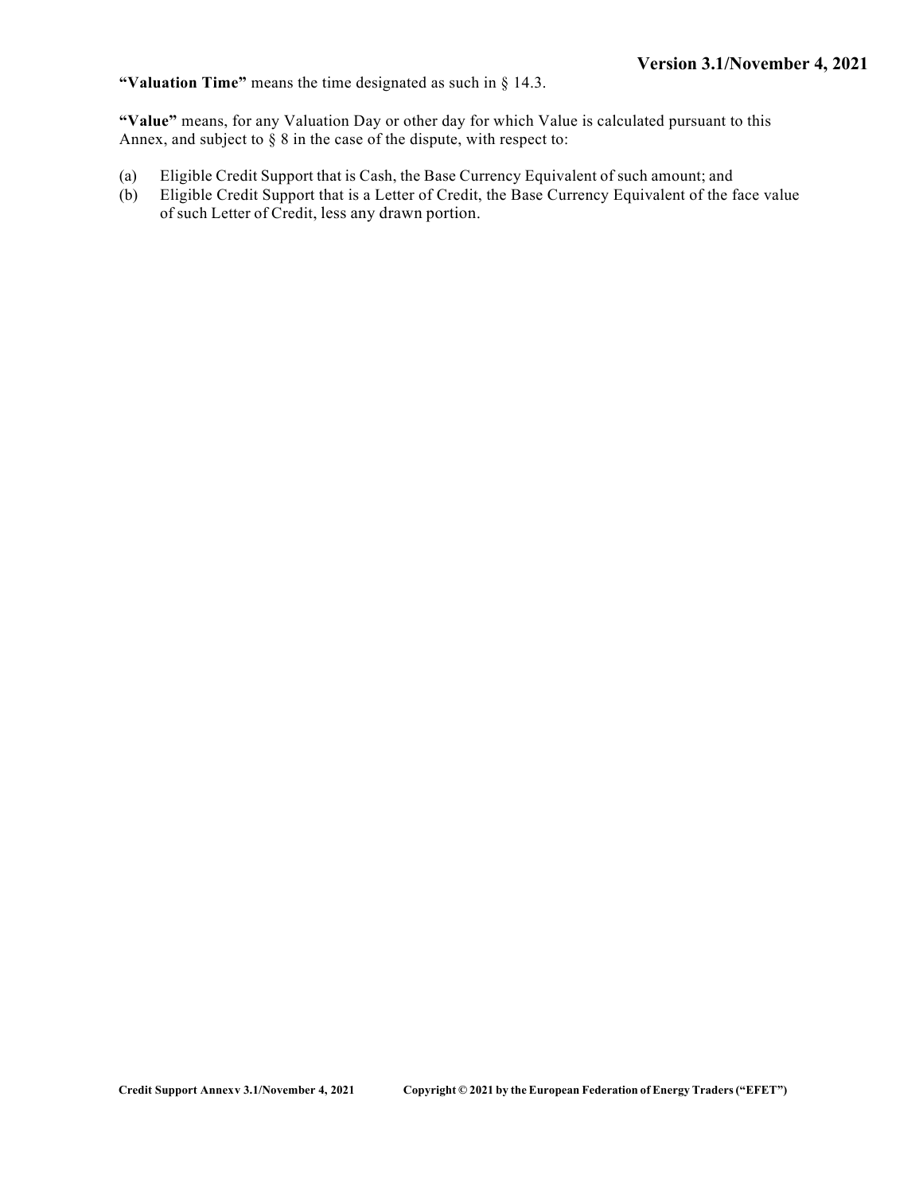**"Valuation Time"** means the time designated as such in § 14.3.

**"Value"** means, for any Valuation Day or other day for which Value is calculated pursuant to this Annex, and subject to § 8 in the case of the dispute, with respect to:

(a) Eligible Credit Support that is Cash, the Base Currency Equivalent of such amount; and
(b) Eligible Credit Support that is a Letter of Credit, the Base Currency Equivalent of the face value of such Letter of Credit, less any drawn portion.